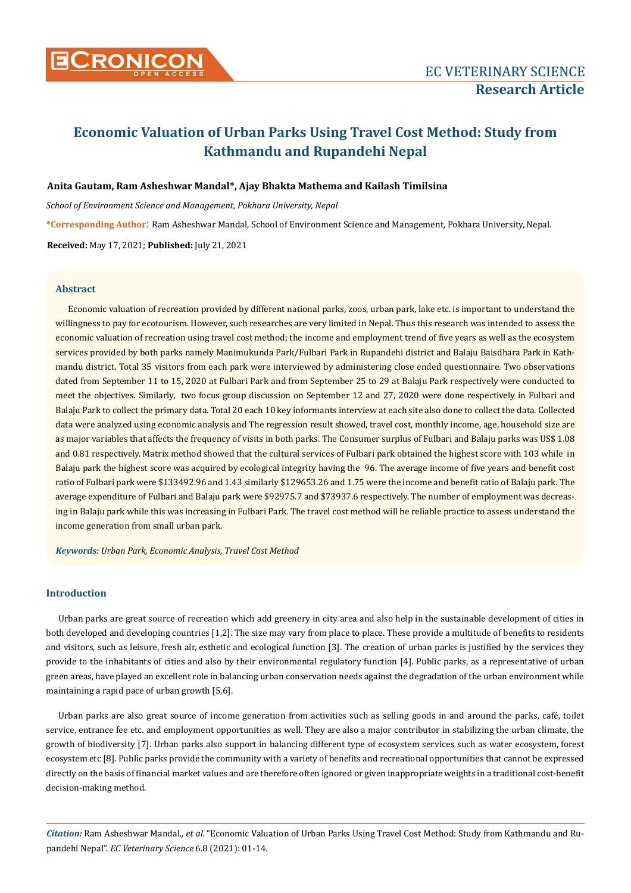# Economic Valuation of Urban Parks Using Travel Cost Method: Study from Kathmandu and Rupandehi Nepal

**Anita Gautam, Ram Asheshwar Mandal*, Ajay Bhakta Mathema and Kailash Timilsina**

*School of Environment Science and Management, Pokhara University, Nepal*

***Corresponding Author**: Ram Asheshwar Mandal, School of Environment Science and Management, Pokhara University, Nepal.

**Received:** May 17, 2021; **Published:** July 21, 2021

## Abstract

Economic valuation of recreation provided by different national parks, zoos, urban park, lake etc. is important to understand the willingness to pay for ecotourism. However, such researches are very limited in Nepal. Thus this research was intended to assess the economic valuation of recreation using travel cost method; the income and employment trend of five years as well as the ecosystem services provided by both parks namely Manimukunda Park/Fulbari Park in Rupandehi district and Balaju Baisdhara Park in Kathmandu district. Total 35 visitors from each park were interviewed by administering close ended questionnaire. Two observations dated from September 11 to 15, 2020 at Fulbari Park and from September 25 to 29 at Balaju Park respectively were conducted to meet the objectives. Similarly, two focus group discussion on September 12 and 27, 2020 were done respectively in Fulbari and Balaju Park to collect the primary data. Total 20 each 10 key informants interview at each site also done to collect the data. Collected data were analyzed using economic analysis and The regression result showed, travel cost, monthly income, age, household size are as major variables that affects the frequency of visits in both parks. The Consumer surplus of Fulbari and Balaju parks was US$ 1.08 and 0.81 respectively. Matrix method showed that the cultural services of Fulbari park obtained the highest score with 103 while in Balaju park the highest score was acquired by ecological integrity having the 96. The average income of five years and benefit cost ratio of Fulbari park were $133492.96 and 1.43 similarly $129653.26 and 1.75 were the income and benefit ratio of Balaju park. The average expenditure of Fulbari and Balaju park were $92975.7 and $73937.6 respectively. The number of employment was decreasing in Balaju park while this was increasing in Fulbari Park. The travel cost method will be reliable practice to assess understand the income generation from small urban park.

***Keywords:** Urban Park, Economic Analysis, Travel Cost Method*

## Introduction

Urban parks are great source of recreation which add greenery in city area and also help in the sustainable development of cities in both developed and developing countries [1,2]. The size may vary from place to place. These provide a multitude of benefits to residents and visitors, such as leisure, fresh air, esthetic and ecological function [3]. The creation of urban parks is justified by the services they provide to the inhabitants of cities and also by their environmental regulatory function [4]. Public parks, as a representative of urban green areas, have played an excellent role in balancing urban conservation needs against the degradation of the urban environment while maintaining a rapid pace of urban growth [5,6].

Urban parks are also great source of income generation from activities such as selling goods in and around the parks, café, toilet service, entrance fee etc. and employment opportunities as well. They are also a major contributor in stabilizing the urban climate, the growth of biodiversity [7]. Urban parks also support in balancing different type of ecosystem services such as water ecosystem, forest ecosystem etc [8]. Public parks provide the community with a variety of benefits and recreational opportunities that cannot be expressed directly on the basis of financial market values and are therefore often ignored or given inappropriate weights in a traditional cost-benefit decision-making method.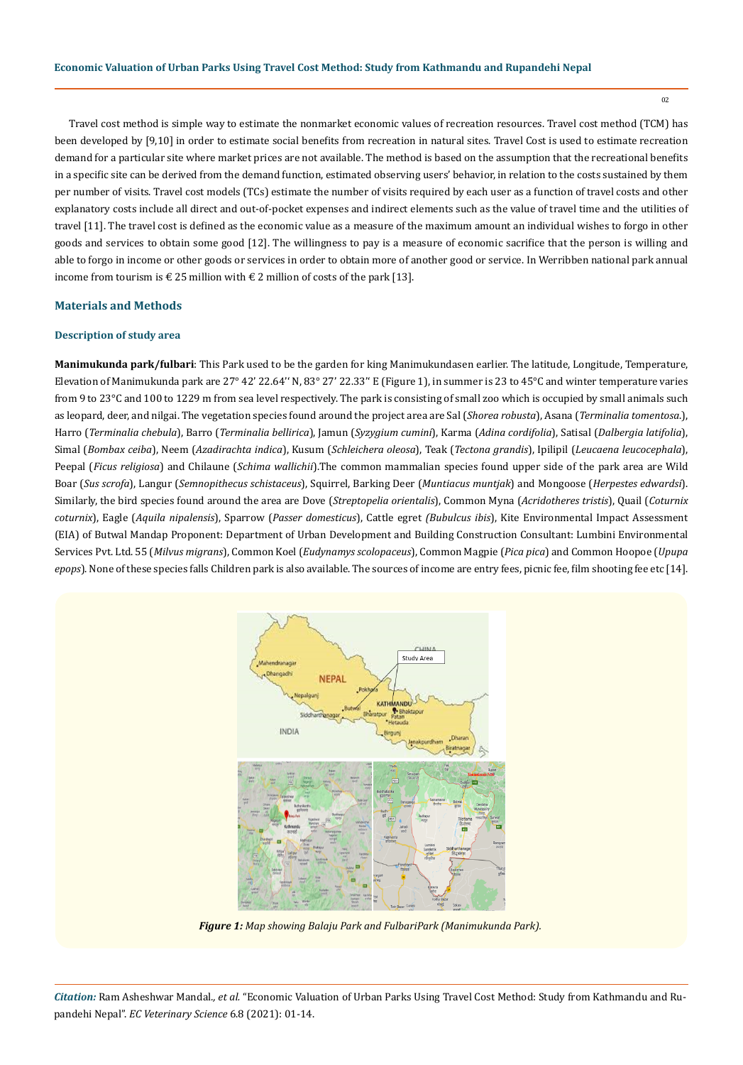Travel cost method is simple way to estimate the nonmarket economic values of recreation resources. Travel cost method (TCM) has been developed by [9,10] in order to estimate social benefits from recreation in natural sites. Travel Cost is used to estimate recreation demand for a particular site where market prices are not available. The method is based on the assumption that the recreational benefits in a specific site can be derived from the demand function, estimated observing users' behavior, in relation to the costs sustained by them per number of visits. Travel cost models (TCs) estimate the number of visits required by each user as a function of travel costs and other explanatory costs include all direct and out-of-pocket expenses and indirect elements such as the value of travel time and the utilities of travel [11]. The travel cost is defined as the economic value as a measure of the maximum amount an individual wishes to forgo in other goods and services to obtain some good [12]. The willingness to pay is a measure of economic sacrifice that the person is willing and able to forgo in income or other goods or services in order to obtain more of another good or service. In Werribben national park annual income from tourism is € 25 million with € 2 million of costs of the park [13].

## Materials and Methods

### Description of study area

**Manimukunda park/fulbari**: This Park used to be the garden for king Manimukundasen earlier. The latitude, Longitude, Temperature, Elevation of Manimukunda park are 27° 42' 22.64'' N, 83° 27' 22.33'' E (Figure 1), in summer is 23 to 45°C and winter temperature varies from 9 to 23°C and 100 to 1229 m from sea level respectively. The park is consisting of small zoo which is occupied by small animals such as leopard, deer, and nilgai. The vegetation species found around the project area are Sal (*Shorea robusta*), Asana (*Terminalia tomentosa*.), Harro (*Terminalia chebula*), Barro (*Terminalia bellirica*), Jamun (*Syzygium cumini*), Karma (*Adina cordifolia*), Satisal (*Dalbergia latifolia*), Simal (*Bombax ceiba*), Neem (*Azadirachta indica*), Kusum (*Schleichera oleosa*), Teak (*Tectona grandis*), Ipilipil (*Leucaena leucocephala*), Peepal (*Ficus religiosa*) and Chilaune (*Schima wallichii*).The common mammalian species found upper side of the park area are Wild Boar (*Sus scrofa*), Langur (*Semnopithecus schistaceus*), Squirrel, Barking Deer (*Muntiacus muntjak*) and Mongoose (*Herpestes edwardsi*). Similarly, the bird species found around the area are Dove (*Streptopelia orientalis*), Common Myna (*Acridotheres tristis*), Quail (*Coturnix coturnix*), Eagle (*Aquila nipalensis*), Sparrow (*Passer domesticus*), Cattle egret *(Bubulcus ibis*), Kite Environmental Impact Assessment (EIA) of Butwal Mandap Proponent: Department of Urban Development and Building Construction Consultant: Lumbini Environmental Services Pvt. Ltd. 55 (*Milvus migrans*), Common Koel (*Eudynamys scolopaceus*), Common Magpie (*Pica pica*) and Common Hoopoe (*Upupa epops*). None of these species falls Children park is also available. The sources of income are entry fees, picnic fee, film shooting fee etc [14].

***Figure 1:*** *Map showing Balaju Park and FulbariPark (Manimukunda Park).*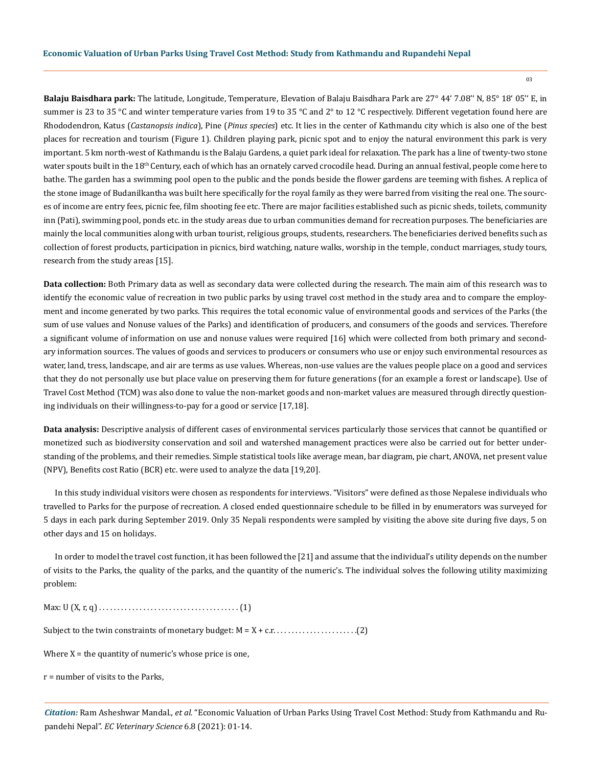**Balaju Baisdhara park:** The latitude, Longitude, Temperature, Elevation of Balaju Baisdhara Park are 27° 44' 7.08'' N, 85° 18' 05'' E, in summer is 23 to 35 °C and winter temperature varies from 19 to 35 °C and 2° to 12 °C respectively. Different vegetation found here are Rhododendron, Katus (*Castanopsis indica*), Pine (*Pinus species*) etc. It lies in the center of Kathmandu city which is also one of the best places for recreation and tourism (Figure 1). Children playing park, picnic spot and to enjoy the natural environment this park is very important. 5 km north-west of Kathmandu is the Balaju Gardens, a quiet park ideal for relaxation. The park has a line of twenty-two stone water spouts built in the 18th Century, each of which has an ornately carved crocodile head. During an annual festival, people come here to bathe. The garden has a swimming pool open to the public and the ponds beside the flower gardens are teeming with fishes. A replica of the stone image of Budanilkantha was built here specifically for the royal family as they were barred from visiting the real one. The sources of income are entry fees, picnic fee, film shooting fee etc. There are major facilities established such as picnic sheds, toilets, community inn (Pati), swimming pool, ponds etc. in the study areas due to urban communities demand for recreation purposes. The beneficiaries are mainly the local communities along with urban tourist, religious groups, students, researchers. The beneficiaries derived benefits such as collection of forest products, participation in picnics, bird watching, nature walks, worship in the temple, conduct marriages, study tours, research from the study areas [15].

**Data collection:** Both Primary data as well as secondary data were collected during the research. The main aim of this research was to identify the economic value of recreation in two public parks by using travel cost method in the study area and to compare the employment and income generated by two parks. This requires the total economic value of environmental goods and services of the Parks (the sum of use values and Nonuse values of the Parks) and identification of producers, and consumers of the goods and services. Therefore a significant volume of information on use and nonuse values were required [16] which were collected from both primary and secondary information sources. The values of goods and services to producers or consumers who use or enjoy such environmental resources as water, land, tress, landscape, and air are terms as use values. Whereas, non-use values are the values people place on a good and services that they do not personally use but place value on preserving them for future generations (for an example a forest or landscape). Use of Travel Cost Method (TCM) was also done to value the non-market goods and non-market values are measured through directly questioning individuals on their willingness-to-pay for a good or service [17,18].

**Data analysis:** Descriptive analysis of different cases of environmental services particularly those services that cannot be quantified or monetized such as biodiversity conservation and soil and watershed management practices were also be carried out for better understanding of the problems, and their remedies. Simple statistical tools like average mean, bar diagram, pie chart, ANOVA, net present value (NPV), Benefits cost Ratio (BCR) etc. were used to analyze the data [19,20].

In this study individual visitors were chosen as respondents for interviews. "Visitors" were defined as those Nepalese individuals who travelled to Parks for the purpose of recreation. A closed ended questionnaire schedule to be filled in by enumerators was surveyed for 5 days in each park during September 2019. Only 35 Nepali respondents were sampled by visiting the above site during five days, 5 on other days and 15 on holidays.

In order to model the travel cost function, it has been followed the [21] and assume that the individual's utility depends on the number of visits to the Parks, the quality of the parks, and the quantity of the numeric's. The individual solves the following utility maximizing problem:

Max: $U(X, r, q)$ . . . . . . . . . . . . . . . . . . . . . . . . . . . . . . . . . . . . . . (1)

Subject to the twin constraints of monetary budget: $M = X + c.r.$ . . . . . . . . . . . . . . . . . . . . . .(2)

Where $X$ = the quantity of numeric's whose price is one,

$r$ = number of visits to the Parks,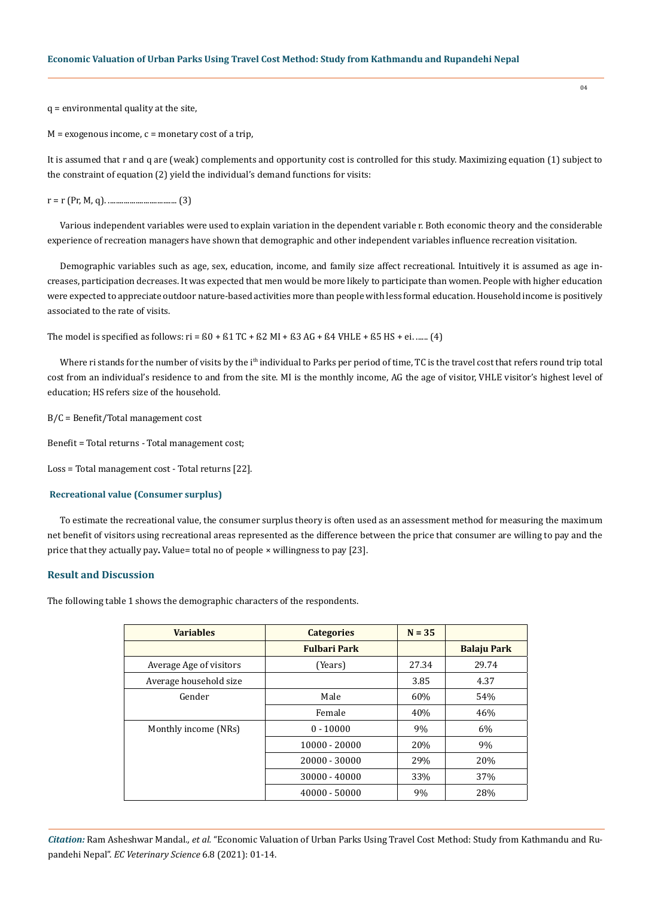q = environmental quality at the site,

M = exogenous income, c = monetary cost of a trip,

It is assumed that r and q are (weak) complements and opportunity cost is controlled for this study. Maximizing equation (1) subject to the constraint of equation (2) yield the individual's demand functions for visits:

$r = r(Pr, M, q)$. .................................... (3)

Various independent variables were used to explain variation in the dependent variable r. Both economic theory and the considerable experience of recreation managers have shown that demographic and other independent variables influence recreation visitation.

Demographic variables such as age, sex, education, income, and family size affect recreational. Intuitively it is assumed as age increases, participation decreases. It was expected that men would be more likely to participate than women. People with higher education were expected to appreciate outdoor nature-based activities more than people with less formal education. Household income is positively associated to the rate of visits.

The model is specified as follows: $r_i = \beta_0 + \beta_1 TC + \beta_2 MI + \beta_3 AG + \beta_4 VHLE + \beta_5 HS + e_i$. ...... (4)

Where $r_i$ stands for the number of visits by the $i^{th}$ individual to Parks per period of time, TC is the travel cost that refers round trip total cost from an individual's residence to and from the site. MI is the monthly income, AG the age of visitor, VHLE visitor's highest level of education; HS refers size of the household.

B/C = Benefit/Total management cost

Benefit = Total returns - Total management cost;

Loss = Total management cost - Total returns [22].

### Recreational value (Consumer surplus)

To estimate the recreational value, the consumer surplus theory is often used as an assessment method for measuring the maximum net benefit of visitors using recreational areas represented as the difference between the price that consumer are willing to pay and the price that they actually pay**.** Value= total no of people × willingness to pay [23].

## Result and Discussion

The following table 1 shows the demographic characters of the respondents.

| Variables | Categories | N = 35 | |
|---|---|---|---|
| | Fulbari Park | | Balaju Park |
| Average Age of visitors | (Years) | 27.34 | 29.74 |
| Average household size | | 3.85 | 4.37 |
| Gender | Male | 60% | 54% |
| | Female | 40% | 46% |
| Monthly income (NRs) | 0 - 10000 | 9% | 6% |
| | 10000 - 20000 | 20% | 9% |
| | 20000 - 30000 | 29% | 20% |
| | 30000 - 40000 | 33% | 37% |
| | 40000 - 50000 | 9% | 28% |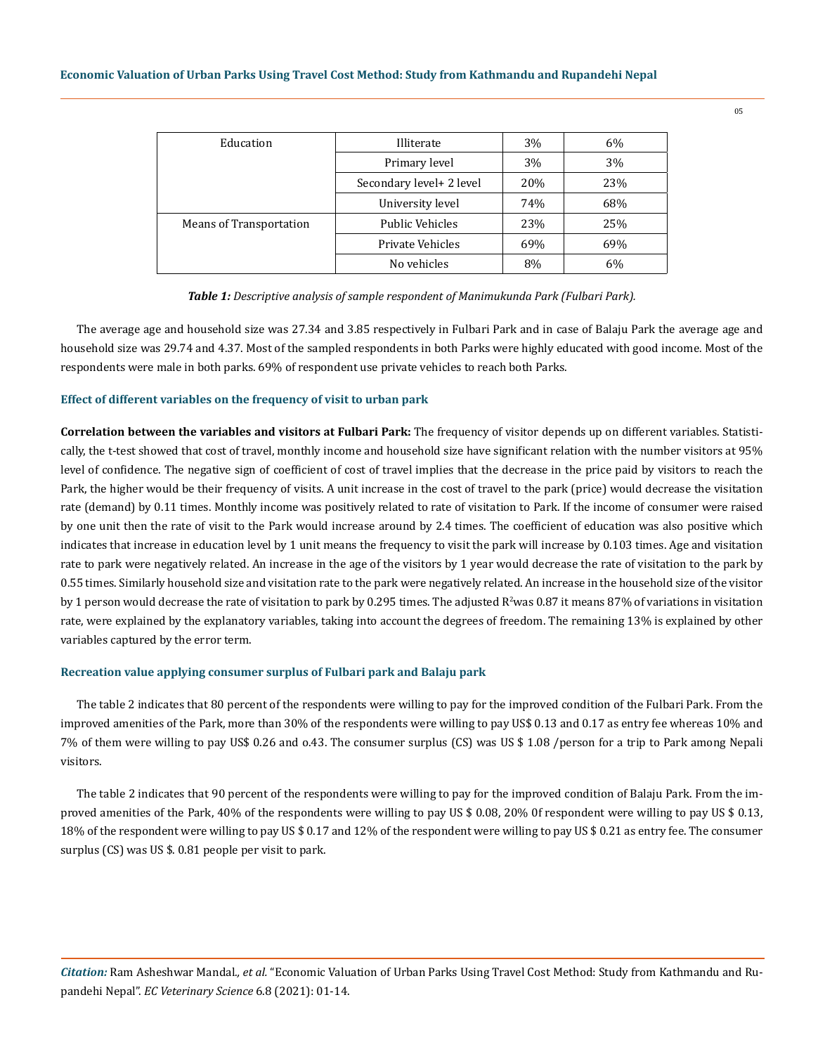| Education | Illiterate | 3% | 6% |
|---|---|---|---|
| | Primary level | 3% | 3% |
| | Secondary level+ 2 level | 20% | 23% |
| | University level | 74% | 68% |
| Means of Transportation | Public Vehicles | 23% | 25% |
| | Private Vehicles | 69% | 69% |
| | No vehicles | 8% | 6% |

***Table 1:*** *Descriptive analysis of sample respondent of Manimukunda Park (Fulbari Park).*

The average age and household size was 27.34 and 3.85 respectively in Fulbari Park and in case of Balaju Park the average age and household size was 29.74 and 4.37. Most of the sampled respondents in both Parks were highly educated with good income. Most of the respondents were male in both parks. 69% of respondent use private vehicles to reach both Parks.

### Effect of different variables on the frequency of visit to urban park

**Correlation between the variables and visitors at Fulbari Park:** The frequency of visitor depends up on different variables. Statistically, the t-test showed that cost of travel, monthly income and household size have significant relation with the number visitors at 95% level of confidence. The negative sign of coefficient of cost of travel implies that the decrease in the price paid by visitors to reach the Park, the higher would be their frequency of visits. A unit increase in the cost of travel to the park (price) would decrease the visitation rate (demand) by 0.11 times. Monthly income was positively related to rate of visitation to Park. If the income of consumer were raised by one unit then the rate of visit to the Park would increase around by 2.4 times. The coefficient of education was also positive which indicates that increase in education level by 1 unit means the frequency to visit the park will increase by 0.103 times. Age and visitation rate to park were negatively related. An increase in the age of the visitors by 1 year would decrease the rate of visitation to the park by 0.55 times. Similarly household size and visitation rate to the park were negatively related. An increase in the household size of the visitor by 1 person would decrease the rate of visitation to park by 0.295 times. The adjusted $R^2$was 0.87 it means 87% of variations in visitation rate, were explained by the explanatory variables, taking into account the degrees of freedom. The remaining 13% is explained by other variables captured by the error term.

### Recreation value applying consumer surplus of Fulbari park and Balaju park

The table 2 indicates that 80 percent of the respondents were willing to pay for the improved condition of the Fulbari Park. From the improved amenities of the Park, more than 30% of the respondents were willing to pay US$ 0.13 and 0.17 as entry fee whereas 10% and 7% of them were willing to pay US$ 0.26 and o.43. The consumer surplus (CS) was US $ 1.08 /person for a trip to Park among Nepali visitors.

The table 2 indicates that 90 percent of the respondents were willing to pay for the improved condition of Balaju Park. From the improved amenities of the Park, 40% of the respondents were willing to pay US $ 0.08, 20% 0f respondent were willing to pay US $ 0.13, 18% of the respondent were willing to pay US $ 0.17 and 12% of the respondent were willing to pay US $ 0.21 as entry fee. The consumer surplus (CS) was US $. 0.81 people per visit to park.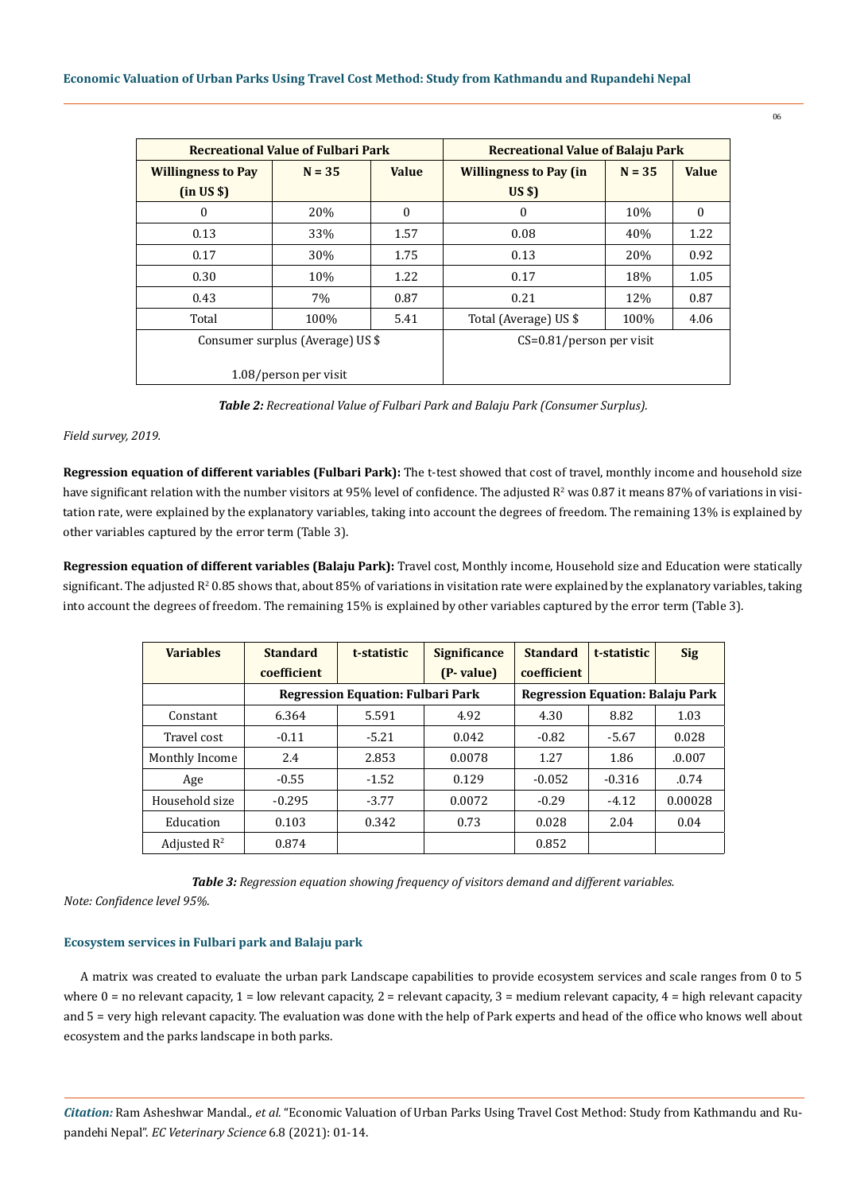| Recreational Value of Fulbari Park | | | Recreational Value of Balaju Park | | |
|---|---|---|---|---|---|
| Willingness to Pay (in US $) | N = 35 | Value | Willingness to Pay (in US $) | N = 35 | Value |
| 0 | 20% | 0 | 0 | 10% | 0 |
| 0.13 | 33% | 1.57 | 0.08 | 40% | 1.22 |
| 0.17 | 30% | 1.75 | 0.13 | 20% | 0.92 |
| 0.30 | 10% | 1.22 | 0.17 | 18% | 1.05 |
| 0.43 | 7% | 0.87 | 0.21 | 12% | 0.87 |
| Total | 100% | 5.41 | Total (Average) US $ | 100% | 4.06 |
| Consumer surplus (Average) US $ 1.08/person per visit | | | CS=0.81/person per visit | | |

***Table 2:*** *Recreational Value of Fulbari Park and Balaju Park (Consumer Surplus).*

*Field survey, 2019.*

**Regression equation of different variables (Fulbari Park):** The t-test showed that cost of travel, monthly income and household size have significant relation with the number visitors at 95% level of confidence. The adjusted $R^2$ was 0.87 it means 87% of variations in visitation rate, were explained by the explanatory variables, taking into account the degrees of freedom. The remaining 13% is explained by other variables captured by the error term (Table 3).

**Regression equation of different variables (Balaju Park):** Travel cost, Monthly income, Household size and Education were statically significant. The adjusted $R^2$ 0.85 shows that, about 85% of variations in visitation rate were explained by the explanatory variables, taking into account the degrees of freedom. The remaining 15% is explained by other variables captured by the error term (Table 3).

| Variables | Standard coefficient | t-statistic | Significance (P- value) | Standard coefficient | t-statistic | Sig |
|---|---|---|---|---|---|---|
| | Regression Equation: Fulbari Park | | | Regression Equation: Balaju Park | | |
| Constant | 6.364 | 5.591 | 4.92 | 4.30 | 8.82 | 1.03 |
| Travel cost | -0.11 | -5.21 | 0.042 | -0.82 | -5.67 | 0.028 |
| Monthly Income | 2.4 | 2.853 | 0.0078 | 1.27 | 1.86 | .0.007 |
| Age | -0.55 | -1.52 | 0.129 | -0.052 | -0.316 | .0.74 |
| Household size | -0.295 | -3.77 | 0.0072 | -0.29 | -4.12 | 0.00028 |
| Education | 0.103 | 0.342 | 0.73 | 0.028 | 2.04 | 0.04 |
| Adjusted $R^2$ | 0.874 | | | 0.852 | | |

***Table 3:*** *Regression equation showing frequency of visitors demand and different variables.*

*Note: Confidence level 95%.*

### Ecosystem services in Fulbari park and Balaju park

A matrix was created to evaluate the urban park Landscape capabilities to provide ecosystem services and scale ranges from 0 to 5 where 0 = no relevant capacity, 1 = low relevant capacity, 2 = relevant capacity, 3 = medium relevant capacity, 4 = high relevant capacity and 5 = very high relevant capacity. The evaluation was done with the help of Park experts and head of the office who knows well about ecosystem and the parks landscape in both parks.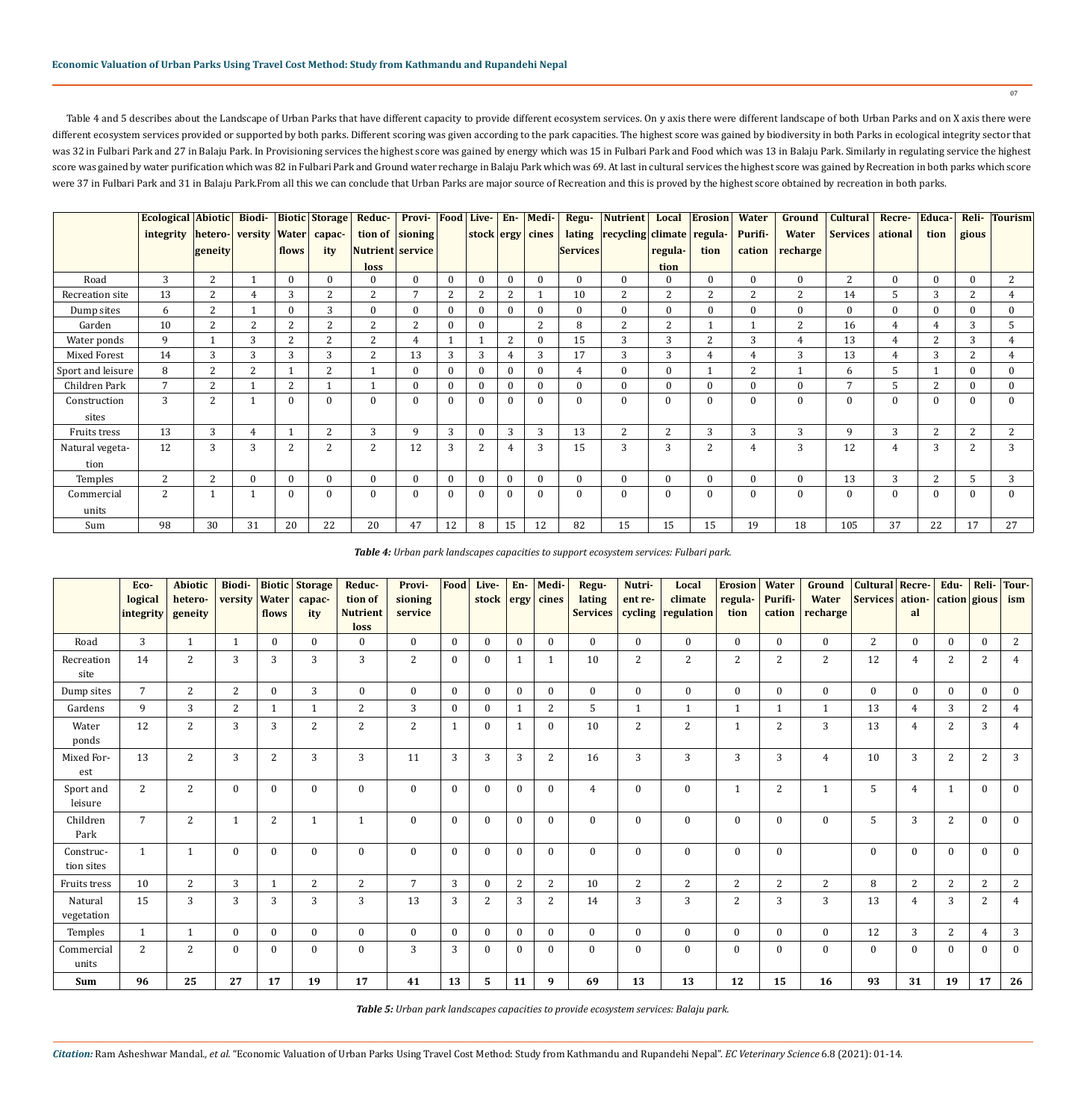Table 4 and 5 describes about the Landscape of Urban Parks that have different capacity to provide different ecosystem services. On y axis there were different landscape of both Urban Parks and on X axis there were different ecosystem services provided or supported by both parks. Different scoring was given according to the park capacities. The highest score was gained by biodiversity in both Parks in ecological integrity sector that was 32 in Fulbari Park and 27 in Balaju Park. In Provisioning services the highest score was gained by energy which was 15 in Fulbari Park and Food which was 13 in Balaju Park. Similarly in regulating service the highest score was gained by water purification which was 82 in Fulbari Park and Ground water recharge in Balaju Park which was 69. At last in cultural services the highest score was gained by Recreation in both parks which score were 37 in Fulbari Park and 31 in Balaju Park.From all this we can conclude that Urban Parks are major source of Recreation and this is proved by the highest score obtained by recreation in both parks.

| | Ecological integrity | Abiotic hetero-geneity | Biodi-versity | Biotic Water flows | Storage capac-ity | Reduc-tion of Nutrient loss | Provi-sioning service | Food | Live-stock | En-ergy | Medi-cines | Regu-lating Services | Nutrient recycling | Local climate regula-tion | Erosion regula-tion | Water Purifi-cation | Ground Water recharge | Cultural Services | Recre-ational | Educa-tion | Reli-gious | Tourism |
|---|---|---|---|---|---|---|---|---|---|---|---|---|---|---|---|---|---|---|---|---|---|---|
| Road | 3 | 2 | 1 | 0 | 0 | 0 | 0 | 0 | 0 | 0 | 0 | 0 | 0 | 0 | 0 | 0 | 0 | 2 | 0 | 0 | 0 | 2 |
| Recreation site | 13 | 2 | 4 | 3 | 2 | 2 | 7 | 2 | 2 | 2 | 1 | 10 | 2 | 2 | 2 | 2 | 2 | 14 | 5 | 3 | 2 | 4 |
| Dump sites | 6 | 2 | 1 | 0 | 3 | 0 | 0 | 0 | 0 | 0 | 0 | 0 | 0 | 0 | 0 | 0 | 0 | 0 | 0 | 0 | 0 | 0 |
| Garden | 10 | 2 | 2 | 2 | 2 | 2 | 2 | 0 | 0 | | 2 | 8 | 2 | 2 | 1 | 1 | 2 | 16 | 4 | 4 | 3 | 5 |
| Water ponds | 9 | 1 | 3 | 2 | 2 | 2 | 4 | 1 | 1 | 2 | 0 | 15 | 3 | 3 | 2 | 3 | 4 | 13 | 4 | 2 | 3 | 4 |
| Mixed Forest | 14 | 3 | 3 | 3 | 3 | 2 | 13 | 3 | 3 | 4 | 3 | 17 | 3 | 3 | 4 | 4 | 3 | 13 | 4 | 3 | 2 | 4 |
| Sport and leisure | 8 | 2 | 2 | 1 | 2 | 1 | 0 | 0 | 0 | 0 | 0 | 4 | 0 | 0 | 1 | 2 | 1 | 6 | 5 | 1 | 0 | 0 |
| Children Park | 7 | 2 | 1 | 2 | 1 | 1 | 0 | 0 | 0 | 0 | 0 | 0 | 0 | 0 | 0 | 0 | 0 | 7 | 5 | 2 | 0 | 0 |
| Construction sites | 3 | 2 | 1 | 0 | 0 | 0 | 0 | 0 | 0 | 0 | 0 | 0 | 0 | 0 | 0 | 0 | 0 | 0 | 0 | 0 | 0 | 0 |
| Fruits tress | 13 | 3 | 4 | 1 | 2 | 3 | 9 | 3 | 0 | 3 | 3 | 13 | 2 | 2 | 3 | 3 | 3 | 9 | 3 | 2 | 2 | 2 |
| Natural vegeta-tion | 12 | 3 | 3 | 2 | 2 | 2 | 12 | 3 | 2 | 4 | 3 | 15 | 3 | 3 | 2 | 4 | 3 | 12 | 4 | 3 | 2 | 3 |
| Temples | 2 | 2 | 0 | 0 | 0 | 0 | 0 | 0 | 0 | 0 | 0 | 0 | 0 | 0 | 0 | 0 | 0 | 13 | 3 | 2 | 5 | 3 |
| Commercial units | 2 | 1 | 1 | 0 | 0 | 0 | 0 | 0 | 0 | 0 | 0 | 0 | 0 | 0 | 0 | 0 | 0 | 0 | 0 | 0 | 0 | 0 |
| Sum | 98 | 30 | 31 | 20 | 22 | 20 | 47 | 12 | 8 | 15 | 12 | 82 | 15 | 15 | 15 | 19 | 18 | 105 | 37 | 22 | 17 | 27 |

***Table 4:** Urban park landscapes capacities to support ecosystem services: Fulbari park.*

| | Eco-logical integrity | Abiotic hetero-geneity | Biodi-versity | Biotic Water flows | Storage capac-ity | Reduc-tion of Nutrient loss | Provi-sioning service | Food | Live-stock | En-ergy | Medi-cines | Regu-lating Services | Nutri-ent re-cycling | Local climate regulation | Erosion regula-tion | Water Purifi-cation | Ground Water recharge | Cultural Services | Recre-ation-al | Edu-cation | Reli-gious | Tour-ism |
|---|---|---|---|---|---|---|---|---|---|---|---|---|---|---|---|---|---|---|---|---|---|---|
| Road | 3 | 1 | 1 | 0 | 0 | 0 | 0 | 0 | 0 | 0 | 0 | 0 | 0 | 0 | 0 | 0 | 0 | 2 | 0 | 0 | 0 | 2 |
| Recreation site | 14 | 2 | 3 | 3 | 3 | 3 | 2 | 0 | 0 | 1 | 1 | 10 | 2 | 2 | 2 | 2 | 2 | 12 | 4 | 2 | 2 | 4 |
| Dump sites | 7 | 2 | 2 | 0 | 3 | 0 | 0 | 0 | 0 | 0 | 0 | 0 | 0 | 0 | 0 | 0 | 0 | 0 | 0 | 0 | 0 | 0 |
| Gardens | 9 | 3 | 2 | 1 | 1 | 2 | 3 | 0 | 0 | 1 | 2 | 5 | 1 | 1 | 1 | 1 | 1 | 13 | 4 | 3 | 2 | 4 |
| Water ponds | 12 | 2 | 3 | 3 | 2 | 2 | 2 | 1 | 0 | 1 | 0 | 10 | 2 | 2 | 1 | 2 | 3 | 13 | 4 | 2 | 3 | 4 |
| Mixed Forest | 13 | 2 | 3 | 2 | 3 | 3 | 11 | 3 | 3 | 3 | 2 | 16 | 3 | 3 | 3 | 3 | 4 | 10 | 3 | 2 | 2 | 3 |
| Sport and leisure | 2 | 2 | 0 | 0 | 0 | 0 | 0 | 0 | 0 | 0 | 0 | 4 | 0 | 0 | 1 | 2 | 1 | 5 | 4 | 1 | 0 | 0 |
| Children Park | 7 | 2 | 1 | 2 | 1 | 1 | 0 | 0 | 0 | 0 | 0 | 0 | 0 | 0 | 0 | 0 | 0 | 5 | 3 | 2 | 0 | 0 |
| Construc-tion sites | 1 | 1 | 0 | 0 | 0 | 0 | 0 | 0 | 0 | 0 | 0 | 0 | 0 | 0 | 0 | 0 | | 0 | 0 | 0 | 0 | 0 |
| Fruits tress | 10 | 2 | 3 | 1 | 2 | 2 | 7 | 3 | 0 | 2 | 2 | 10 | 2 | 2 | 2 | 2 | 2 | 8 | 2 | 2 | 2 | 2 |
| Natural vegetation | 15 | 3 | 3 | 3 | 3 | 3 | 13 | 3 | 2 | 3 | 2 | 14 | 3 | 3 | 2 | 3 | 3 | 13 | 4 | 3 | 2 | 4 |
| Temples | 1 | 1 | 0 | 0 | 0 | 0 | 0 | 0 | 0 | 0 | 0 | 0 | 0 | 0 | 0 | 0 | 0 | 12 | 3 | 2 | 4 | 3 |
| Commercial units | 2 | 2 | 0 | 0 | 0 | 0 | 3 | 3 | 0 | 0 | 0 | 0 | 0 | 0 | 0 | 0 | 0 | 0 | 0 | 0 | 0 | 0 |
| **Sum** | **96** | **25** | **27** | **17** | **19** | **17** | **41** | **13** | **5** | **11** | **9** | **69** | **13** | **13** | **12** | **15** | **16** | **93** | **31** | **19** | **17** | **26** |

***Table 5:** Urban park landscapes capacities to provide ecosystem services: Balaju park.*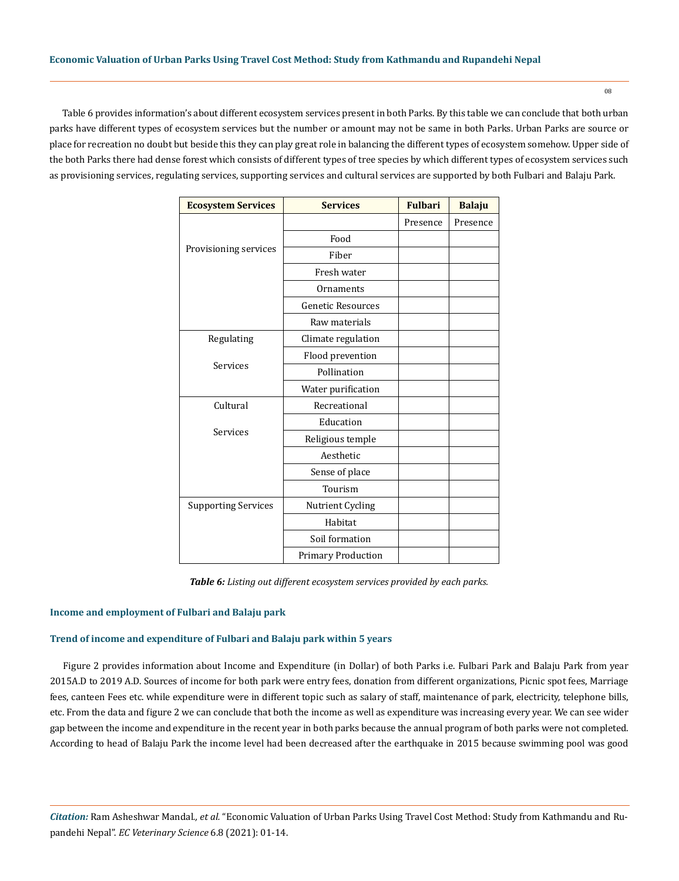Table 6 provides information's about different ecosystem services present in both Parks. By this table we can conclude that both urban parks have different types of ecosystem services but the number or amount may not be same in both Parks. Urban Parks are source or place for recreation no doubt but beside this they can play great role in balancing the different types of ecosystem somehow. Upper side of the both Parks there had dense forest which consists of different types of tree species by which different types of ecosystem services such as provisioning services, regulating services, supporting services and cultural services are supported by both Fulbari and Balaju Park.

| Ecosystem Services | Services | Fulbari | Balaju |
|---|---|---|---|
| Provisioning services | | Presence | Presence |
| | Food | | |
| | Fiber | | |
| | Fresh water | | |
| | Ornaments | | |
| | Genetic Resources | | |
| | Raw materials | | |
| Regulating Services | Climate regulation | | |
| | Flood prevention | | |
| | Pollination | | |
| | Water purification | | |
| Cultural Services | Recreational | | |
| | Education | | |
| | Religious temple | | |
| | Aesthetic | | |
| | Sense of place | | |
| | Tourism | | |
| Supporting Services | Nutrient Cycling | | |
| | Habitat | | |
| | Soil formation | | |
| | Primary Production | | |

***Table 6:*** *Listing out different ecosystem services provided by each parks.*

### Income and employment of Fulbari and Balaju park

### Trend of income and expenditure of Fulbari and Balaju park within 5 years

Figure 2 provides information about Income and Expenditure (in Dollar) of both Parks i.e. Fulbari Park and Balaju Park from year 2015A.D to 2019 A.D. Sources of income for both park were entry fees, donation from different organizations, Picnic spot fees, Marriage fees, canteen Fees etc. while expenditure were in different topic such as salary of staff, maintenance of park, electricity, telephone bills, etc. From the data and figure 2 we can conclude that both the income as well as expenditure was increasing every year. We can see wider gap between the income and expenditure in the recent year in both parks because the annual program of both parks were not completed. According to head of Balaju Park the income level had been decreased after the earthquake in 2015 because swimming pool was good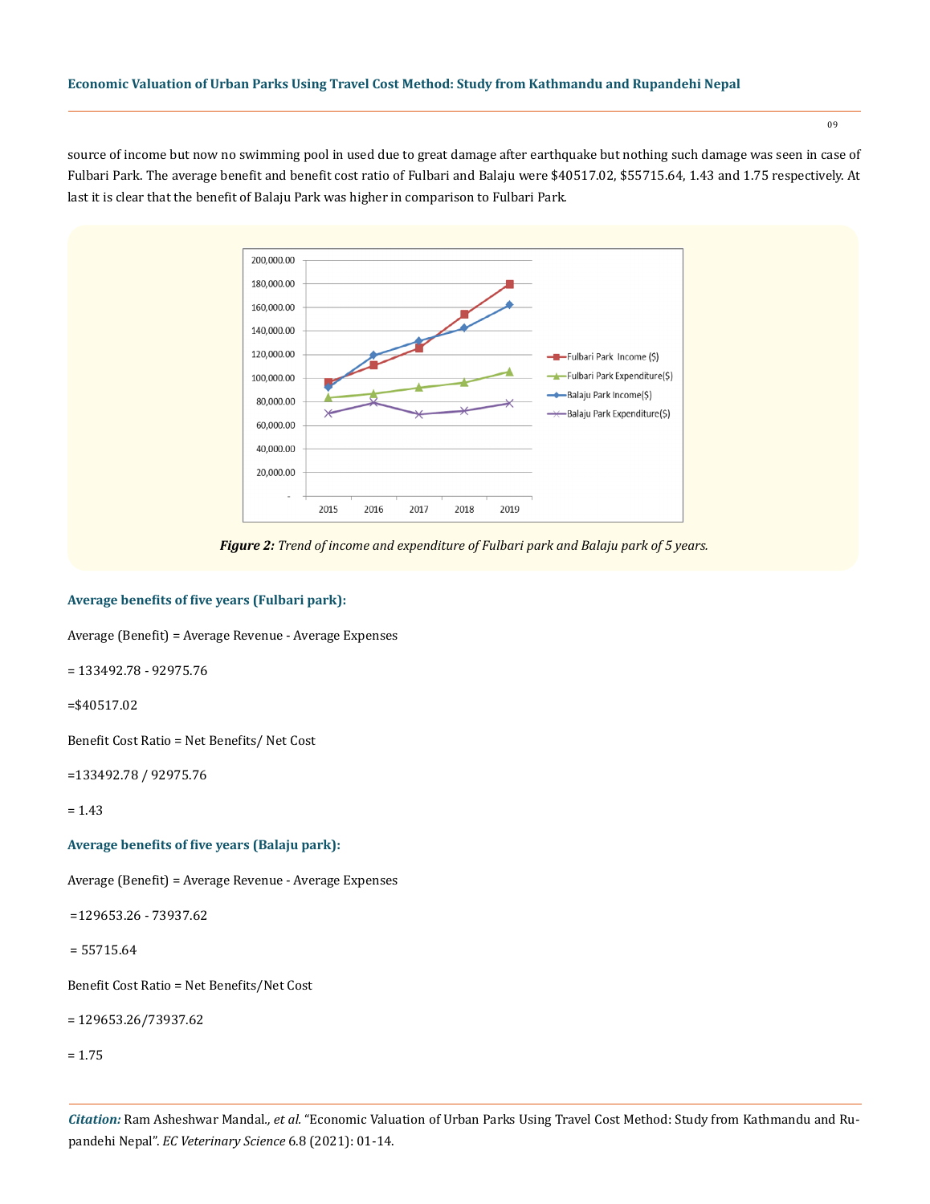source of income but now no swimming pool in used due to great damage after earthquake but nothing such damage was seen in case of Fulbari Park. The average benefit and benefit cost ratio of Fulbari and Balaju were $40517.02, $55715.64, 1.43 and 1.75 respectively. At last it is clear that the benefit of Balaju Park was higher in comparison to Fulbari Park.

***Figure 2:** Trend of income and expenditure of Fulbari park and Balaju park of 5 years.*

### Average benefits of five years (Fulbari park):

Average (Benefit) = Average Revenue - Average Expenses

= 133492.78 - 92975.76

=$40517.02

Benefit Cost Ratio = Net Benefits/ Net Cost

=133492.78 / 92975.76

= 1.43

### Average benefits of five years (Balaju park):

Average (Benefit) = Average Revenue - Average Expenses

=129653.26 - 73937.62

= 55715.64

Benefit Cost Ratio = Net Benefits/Net Cost

= 129653.26/73937.62

= 1.75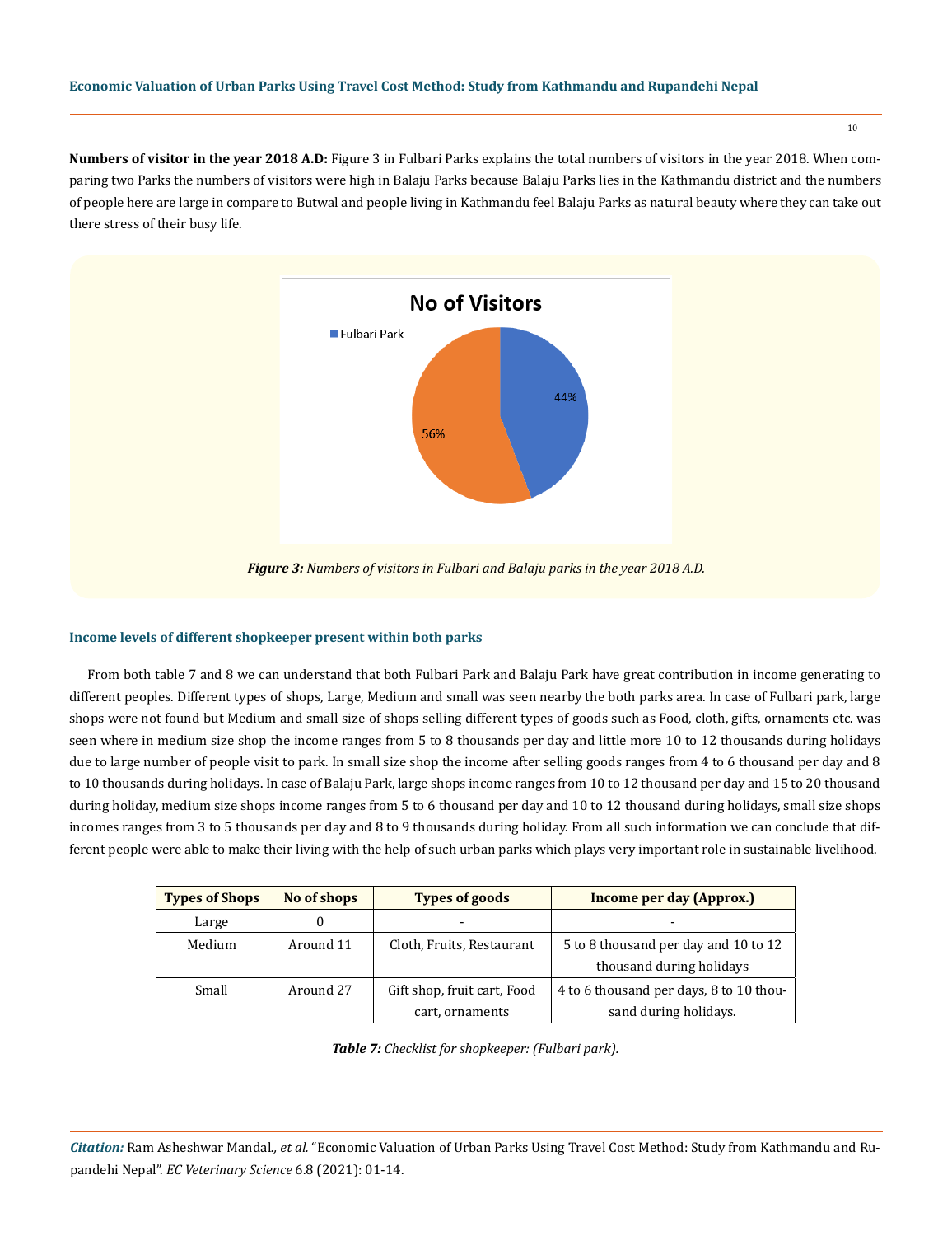**Numbers of visitor in the year 2018 A.D:** Figure 3 in Fulbari Parks explains the total numbers of visitors in the year 2018. When comparing two Parks the numbers of visitors were high in Balaju Parks because Balaju Parks lies in the Kathmandu district and the numbers of people here are large in compare to Butwal and people living in Kathmandu feel Balaju Parks as natural beauty where they can take out there stress of their busy life.

***Figure 3:*** *Numbers of visitors in Fulbari and Balaju parks in the year 2018 A.D.*

### Income levels of different shopkeeper present within both parks

From both table 7 and 8 we can understand that both Fulbari Park and Balaju Park have great contribution in income generating to different peoples. Different types of shops, Large, Medium and small was seen nearby the both parks area. In case of Fulbari park, large shops were not found but Medium and small size of shops selling different types of goods such as Food, cloth, gifts, ornaments etc. was seen where in medium size shop the income ranges from 5 to 8 thousands per day and little more 10 to 12 thousands during holidays due to large number of people visit to park. In small size shop the income after selling goods ranges from 4 to 6 thousand per day and 8 to 10 thousands during holidays. In case of Balaju Park, large shops income ranges from 10 to 12 thousand per day and 15 to 20 thousand during holiday, medium size shops income ranges from 5 to 6 thousand per day and 10 to 12 thousand during holidays, small size shops incomes ranges from 3 to 5 thousands per day and 8 to 9 thousands during holiday. From all such information we can conclude that different people were able to make their living with the help of such urban parks which plays very important role in sustainable livelihood.

| Types of Shops | No of shops | Types of goods | Income per day (Approx.) |
|---|---|---|---|
| Large | 0 | - | - |
| Medium | Around 11 | Cloth, Fruits, Restaurant | 5 to 8 thousand per day and 10 to 12 thousand during holidays |
| Small | Around 27 | Gift shop, fruit cart, Food cart, ornaments | 4 to 6 thousand per days, 8 to 10 thousand during holidays. |

***Table 7:*** *Checklist for shopkeeper: (Fulbari park).*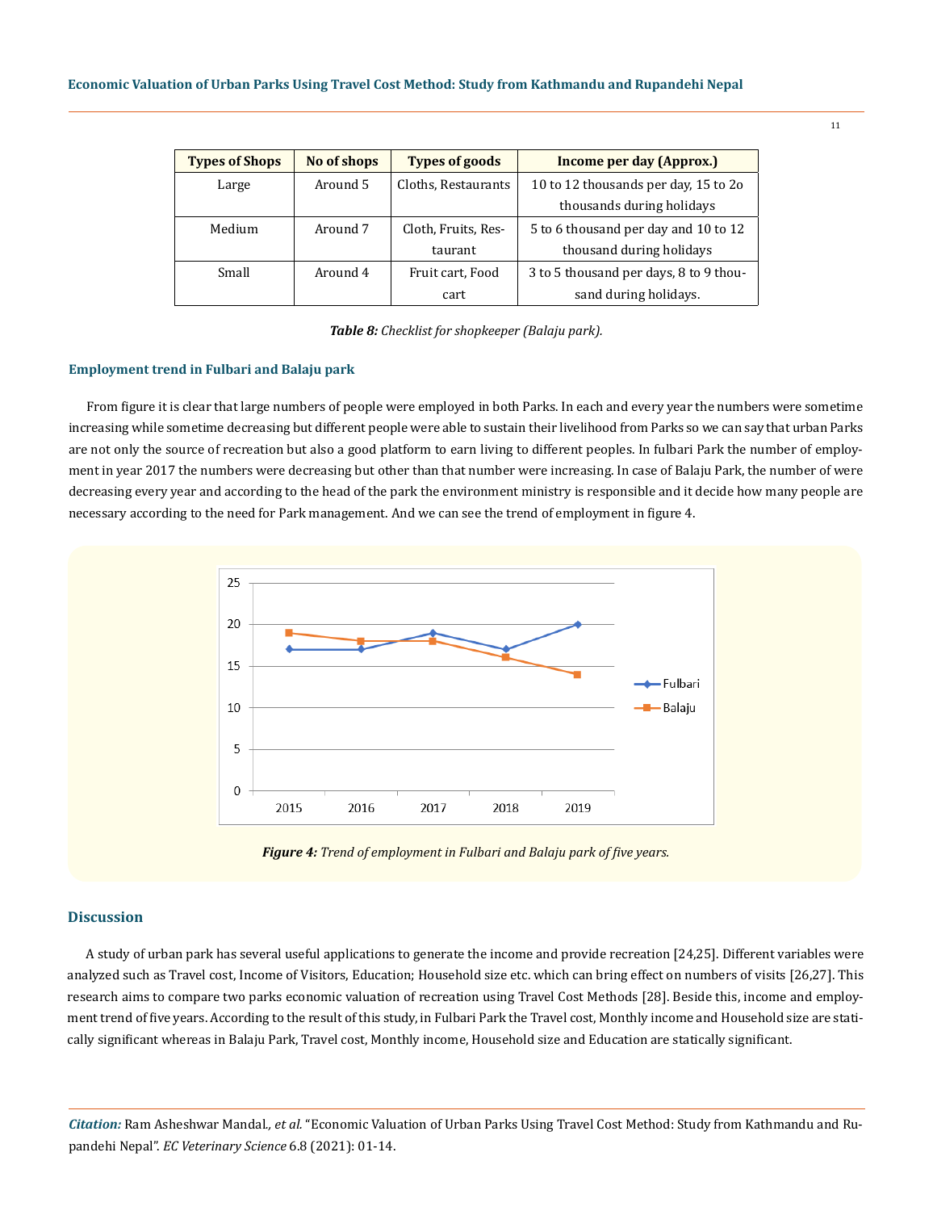| Types of Shops | No of shops | Types of goods | Income per day (Approx.) |
|---|---|---|---|
| Large | Around 5 | Cloths, Restaurants | 10 to 12 thousands per day, 15 to 2o thousands during holidays |
| Medium | Around 7 | Cloth, Fruits, Restaurant | 5 to 6 thousand per day and 10 to 12 thousand during holidays |
| Small | Around 4 | Fruit cart, Food cart | 3 to 5 thousand per days, 8 to 9 thousand during holidays. |

***Table 8:*** *Checklist for shopkeeper (Balaju park).*

### Employment trend in Fulbari and Balaju park

From figure it is clear that large numbers of people were employed in both Parks. In each and every year the numbers were sometime increasing while sometime decreasing but different people were able to sustain their livelihood from Parks so we can say that urban Parks are not only the source of recreation but also a good platform to earn living to different peoples. In fulbari Park the number of employment in year 2017 the numbers were decreasing but other than that number were increasing. In case of Balaju Park, the number of were decreasing every year and according to the head of the park the environment ministry is responsible and it decide how many people are necessary according to the need for Park management. And we can see the trend of employment in figure 4.

***Figure 4:*** *Trend of employment in Fulbari and Balaju park of five years.*

## Discussion

A study of urban park has several useful applications to generate the income and provide recreation [24,25]. Different variables were analyzed such as Travel cost, Income of Visitors, Education; Household size etc. which can bring effect on numbers of visits [26,27]. This research aims to compare two parks economic valuation of recreation using Travel Cost Methods [28]. Beside this, income and employment trend of five years. According to the result of this study, in Fulbari Park the Travel cost, Monthly income and Household size are statically significant whereas in Balaju Park, Travel cost, Monthly income, Household size and Education are statically significant.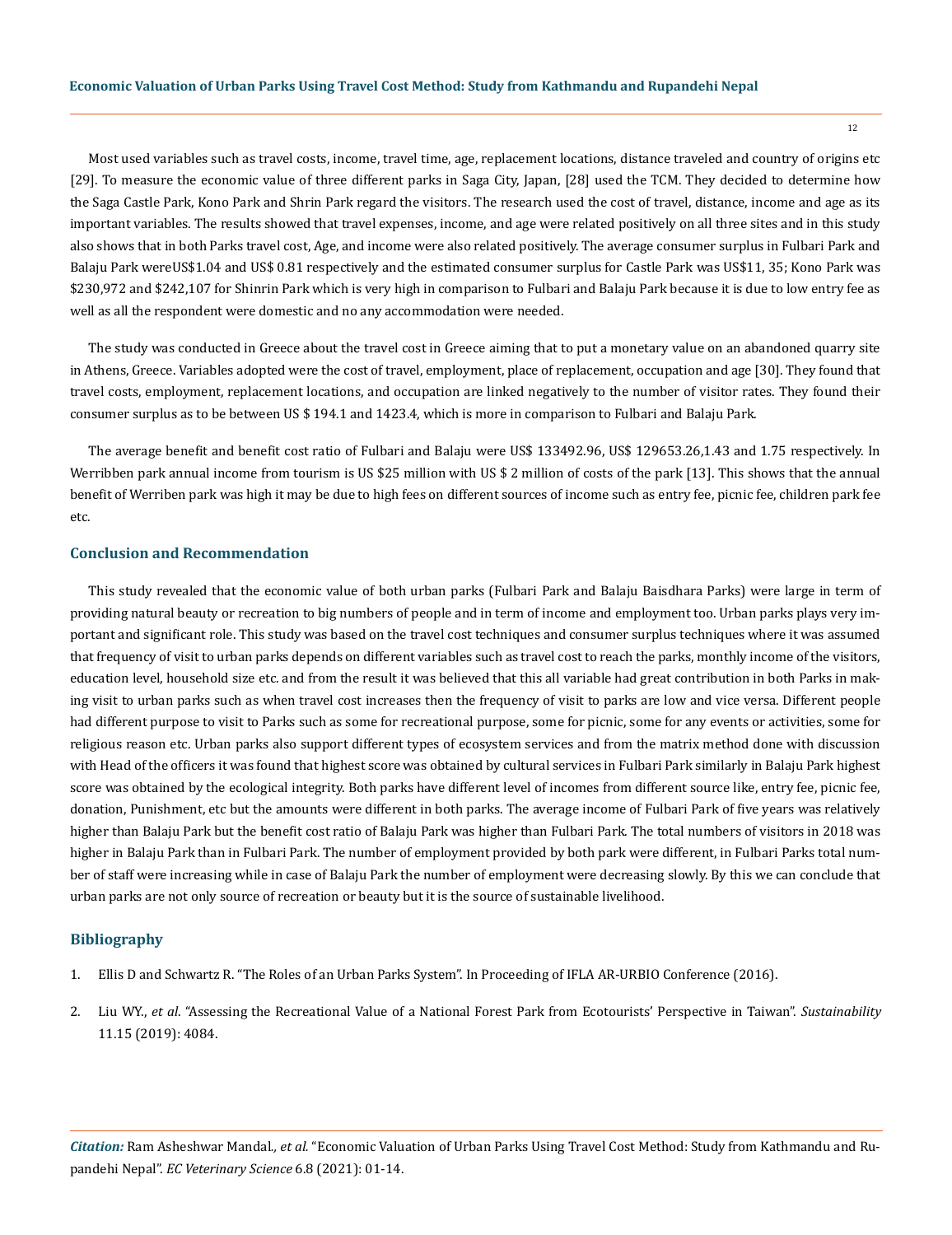Most used variables such as travel costs, income, travel time, age, replacement locations, distance traveled and country of origins etc [29]. To measure the economic value of three different parks in Saga City, Japan, [28] used the TCM. They decided to determine how the Saga Castle Park, Kono Park and Shrin Park regard the visitors. The research used the cost of travel, distance, income and age as its important variables. The results showed that travel expenses, income, and age were related positively on all three sites and in this study also shows that in both Parks travel cost, Age, and income were also related positively. The average consumer surplus in Fulbari Park and Balaju Park wereUS$1.04 and US$ 0.81 respectively and the estimated consumer surplus for Castle Park was US$11, 35; Kono Park was $230,972 and $242,107 for Shinrin Park which is very high in comparison to Fulbari and Balaju Park because it is due to low entry fee as well as all the respondent were domestic and no any accommodation were needed.

The study was conducted in Greece about the travel cost in Greece aiming that to put a monetary value on an abandoned quarry site in Athens, Greece. Variables adopted were the cost of travel, employment, place of replacement, occupation and age [30]. They found that travel costs, employment, replacement locations, and occupation are linked negatively to the number of visitor rates. They found their consumer surplus as to be between US $ 194.1 and 1423.4, which is more in comparison to Fulbari and Balaju Park.

The average benefit and benefit cost ratio of Fulbari and Balaju were US$ 133492.96, US$ 129653.26,1.43 and 1.75 respectively. In Werribben park annual income from tourism is US $25 million with US $ 2 million of costs of the park [13]. This shows that the annual benefit of Werriben park was high it may be due to high fees on different sources of income such as entry fee, picnic fee, children park fee etc.

## Conclusion and Recommendation

This study revealed that the economic value of both urban parks (Fulbari Park and Balaju Baisdhara Parks) were large in term of providing natural beauty or recreation to big numbers of people and in term of income and employment too. Urban parks plays very important and significant role. This study was based on the travel cost techniques and consumer surplus techniques where it was assumed that frequency of visit to urban parks depends on different variables such as travel cost to reach the parks, monthly income of the visitors, education level, household size etc. and from the result it was believed that this all variable had great contribution in both Parks in making visit to urban parks such as when travel cost increases then the frequency of visit to parks are low and vice versa. Different people had different purpose to visit to Parks such as some for recreational purpose, some for picnic, some for any events or activities, some for religious reason etc. Urban parks also support different types of ecosystem services and from the matrix method done with discussion with Head of the officers it was found that highest score was obtained by cultural services in Fulbari Park similarly in Balaju Park highest score was obtained by the ecological integrity. Both parks have different level of incomes from different source like, entry fee, picnic fee, donation, Punishment, etc but the amounts were different in both parks. The average income of Fulbari Park of five years was relatively higher than Balaju Park but the benefit cost ratio of Balaju Park was higher than Fulbari Park. The total numbers of visitors in 2018 was higher in Balaju Park than in Fulbari Park. The number of employment provided by both park were different, in Fulbari Parks total number of staff were increasing while in case of Balaju Park the number of employment were decreasing slowly. By this we can conclude that urban parks are not only source of recreation or beauty but it is the source of sustainable livelihood.

## Bibliography

1. Ellis D and Schwartz R. "The Roles of an Urban Parks System". In Proceeding of IFLA AR-URBIO Conference (2016).
2. Liu WY., *et al*. "Assessing the Recreational Value of a National Forest Park from Ecotourists' Perspective in Taiwan". *Sustainability* 11.15 (2019): 4084.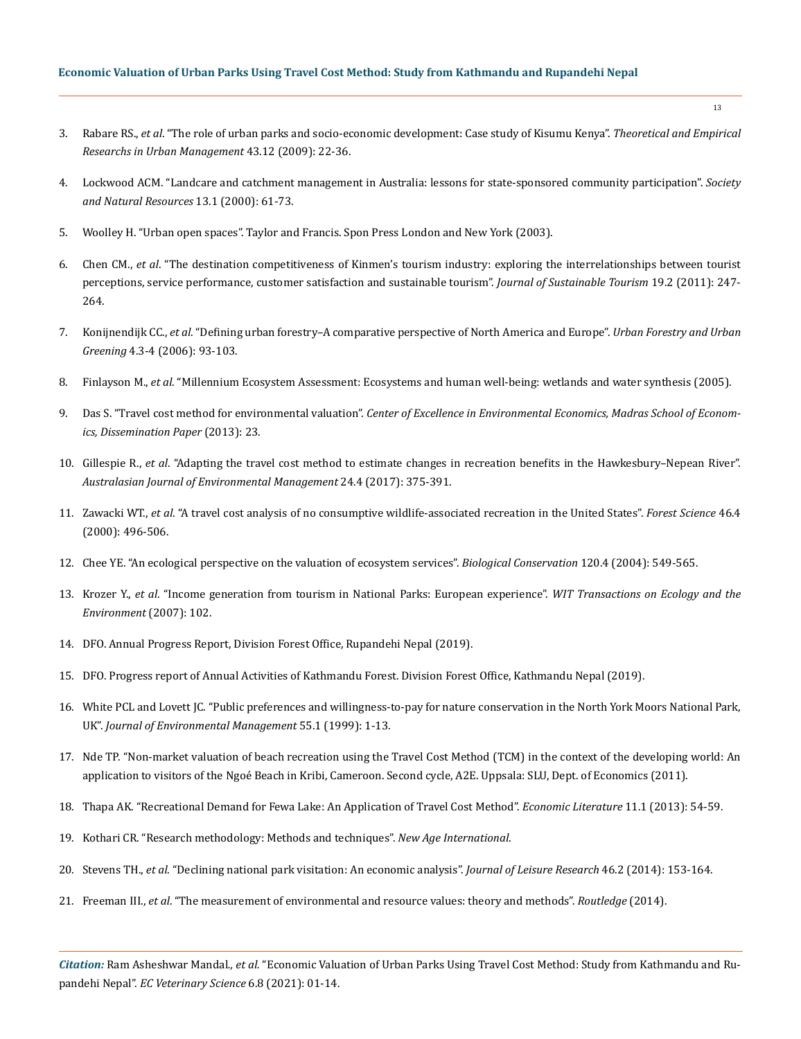3. Rabare RS., *et al*. "The role of urban parks and socio-economic development: Case study of Kisumu Kenya". *Theoretical and Empirical Researchs in Urban Management* 43.12 (2009): 22-36.

4. Lockwood ACM. "Landcare and catchment management in Australia: lessons for state-sponsored community participation". *Society and Natural Resources* 13.1 (2000): 61-73.

5. Woolley H. "Urban open spaces". Taylor and Francis. Spon Press London and New York (2003).

6. Chen CM., *et al*. "The destination competitiveness of Kinmen's tourism industry: exploring the interrelationships between tourist perceptions, service performance, customer satisfaction and sustainable tourism". *Journal of Sustainable Tourism* 19.2 (2011): 247-264.

7. Konijnendijk CC., *et al*. "Defining urban forestry–A comparative perspective of North America and Europe". *Urban Forestry and Urban Greening* 4.3-4 (2006): 93-103.

8. Finlayson M., *et al*. "Millennium Ecosystem Assessment: Ecosystems and human well-being: wetlands and water synthesis (2005).

9. Das S. "Travel cost method for environmental valuation". *Center of Excellence in Environmental Economics, Madras School of Economics, Dissemination Paper* (2013): 23.

10. Gillespie R., *et al*. "Adapting the travel cost method to estimate changes in recreation benefits in the Hawkesbury–Nepean River". *Australasian Journal of Environmental Management* 24.4 (2017): 375-391.

11. Zawacki WT., *et al*. "A travel cost analysis of no consumptive wildlife-associated recreation in the United States". *Forest Science* 46.4 (2000): 496-506.

12. Chee YE. "An ecological perspective on the valuation of ecosystem services". *Biological Conservation* 120.4 (2004): 549-565.

13. Krozer Y., *et al*. "Income generation from tourism in National Parks: European experience". *WIT Transactions on Ecology and the Environment* (2007): 102.

14. DFO. Annual Progress Report, Division Forest Office, Rupandehi Nepal (2019).

15. DFO. Progress report of Annual Activities of Kathmandu Forest. Division Forest Office, Kathmandu Nepal (2019).

16. White PCL and Lovett JC. "Public preferences and willingness-to-pay for nature conservation in the North York Moors National Park, UK". *Journal of Environmental Management* 55.1 (1999): 1-13.

17. Nde TP. "Non-market valuation of beach recreation using the Travel Cost Method (TCM) in the context of the developing world: An application to visitors of the Ngoé Beach in Kribi, Cameroon. Second cycle, A2E. Uppsala: SLU, Dept. of Economics (2011).

18. Thapa AK. "Recreational Demand for Fewa Lake: An Application of Travel Cost Method". *Economic Literature* 11.1 (2013): 54-59.

19. Kothari CR. "Research methodology: Methods and techniques". *New Age International*.

20. Stevens TH., *et al*. "Declining national park visitation: An economic analysis". *Journal of Leisure Research* 46.2 (2014): 153-164.

21. Freeman III., *et al*. "The measurement of environmental and resource values: theory and methods". *Routledge* (2014).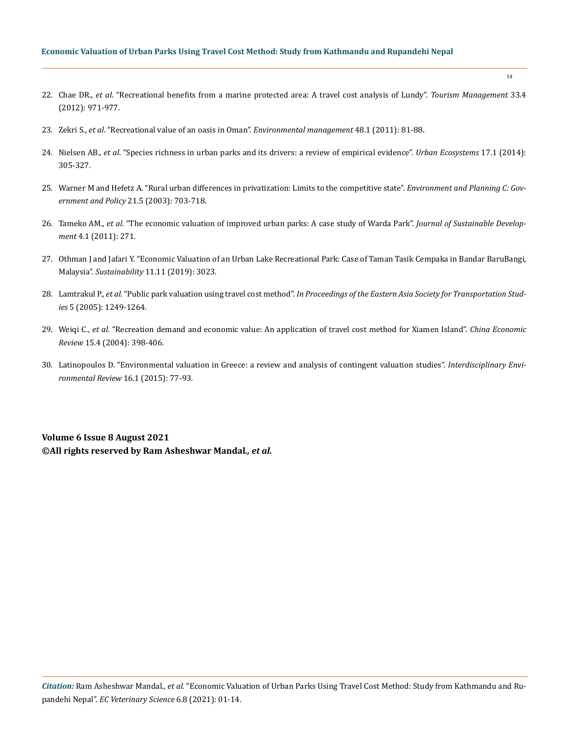22. Chae DR., *et al*. "Recreational benefits from a marine protected area: A travel cost analysis of Lundy". *Tourism Management* 33.4 (2012): 971-977.
23. Zekri S., *et al*. "Recreational value of an oasis in Oman". *Environmental management* 48.1 (2011): 81-88.
24. Nielsen AB., *et al*. "Species richness in urban parks and its drivers: a review of empirical evidence". *Urban Ecosystems* 17.1 (2014): 305-327.
25. Warner M and Hefetz A. "Rural urban differences in privatization: Limits to the competitive state". *Environment and Planning C: Government and Policy* 21.5 (2003): 703-718.
26. Tameko AM., *et al*. "The economic valuation of improved urban parks: A case study of Warda Park". *Journal of Sustainable Development* 4.1 (2011): 271.
27. Othman J and Jafari Y. "Economic Valuation of an Urban Lake Recreational Park: Case of Taman Tasik Cempaka in Bandar BaruBangi, Malaysia". *Sustainability* 11.11 (2019): 3023.
28. Lamtrakul P., *et al*. "Public park valuation using travel cost method". *In Proceedings of the Eastern Asia Society for Transportation Studies* 5 (2005): 1249-1264.
29. Weiqi C., *et al*. "Recreation demand and economic value: An application of travel cost method for Xiamen Island". *China Economic Review* 15.4 (2004): 398-406.
30. Latinopoulos D. "Environmental valuation in Greece: a review and analysis of contingent valuation studies". *Interdisciplinary Environmental Review* 16.1 (2015): 77-93.

**Volume 6 Issue 8 August 2021**
**©All rights reserved by Ram Asheshwar Mandal., *et al.***